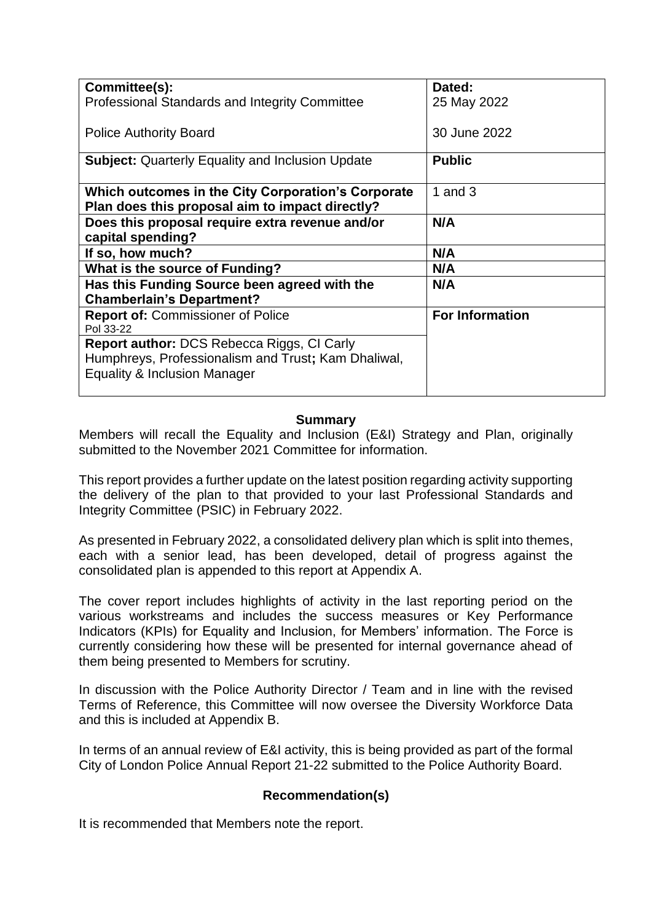| **Committee(s):** | **Dated:** |
|---|---|
| Professional Standards and Integrity Committee | 25 May 2022 |
| Police Authority Board | 30 June 2022 |
| **Subject:** Quarterly Equality and Inclusion Update | **Public** |
| **Which outcomes in the City Corporation's Corporate Plan does this proposal aim to impact directly?** | 1 and 3 |
| **Does this proposal require extra revenue and/or capital spending?** | **N/A** |
| **If so, how much?** | **N/A** |
| **What is the source of Funding?** | **N/A** |
| **Has this Funding Source been agreed with the Chamberlain's Department?** | **N/A** |
| **Report of:** Commissioner of Police<br>Pol 33-22 | **For Information** |
| **Report author:** DCS Rebecca Riggs, CI Carly Humphreys, Professionalism and Trust**;** Kam Dhaliwal, Equality & Inclusion Manager | |

## Summary

Members will recall the Equality and Inclusion (E&I) Strategy and Plan, originally submitted to the November 2021 Committee for information.

This report provides a further update on the latest position regarding activity supporting the delivery of the plan to that provided to your last Professional Standards and Integrity Committee (PSIC) in February 2022.

As presented in February 2022, a consolidated delivery plan which is split into themes, each with a senior lead, has been developed, detail of progress against the consolidated plan is appended to this report at Appendix A.

The cover report includes highlights of activity in the last reporting period on the various workstreams and includes the success measures or Key Performance Indicators (KPIs) for Equality and Inclusion, for Members' information. The Force is currently considering how these will be presented for internal governance ahead of them being presented to Members for scrutiny.

In discussion with the Police Authority Director / Team and in line with the revised Terms of Reference, this Committee will now oversee the Diversity Workforce Data and this is included at Appendix B.

In terms of an annual review of E&I activity, this is being provided as part of the formal City of London Police Annual Report 21-22 submitted to the Police Authority Board.

## Recommendation(s)

It is recommended that Members note the report.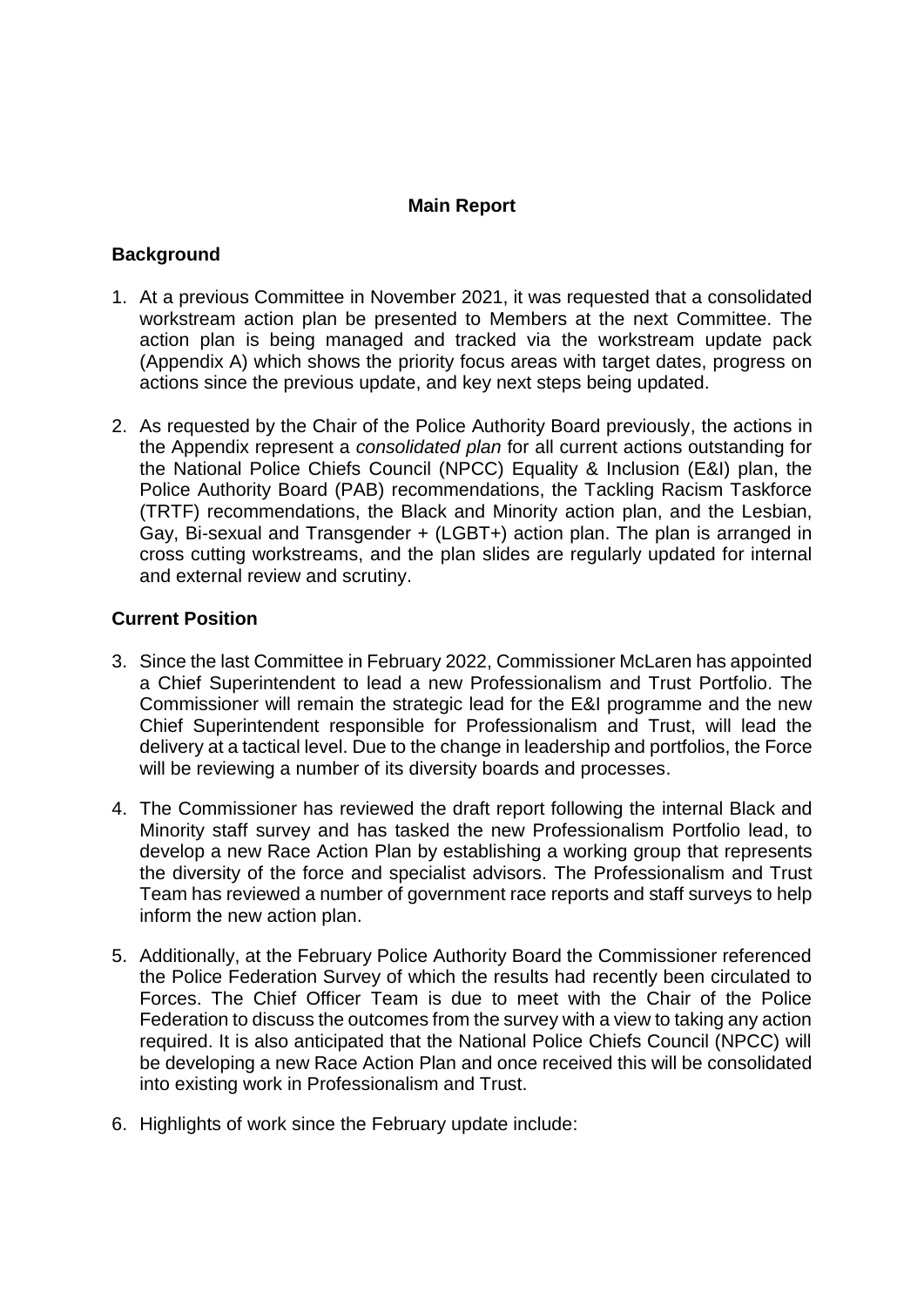## Main Report

### Background

1. At a previous Committee in November 2021, it was requested that a consolidated workstream action plan be presented to Members at the next Committee. The action plan is being managed and tracked via the workstream update pack (Appendix A) which shows the priority focus areas with target dates, progress on actions since the previous update, and key next steps being updated.

2. As requested by the Chair of the Police Authority Board previously, the actions in the Appendix represent a *consolidated plan* for all current actions outstanding for the National Police Chiefs Council (NPCC) Equality & Inclusion (E&I) plan, the Police Authority Board (PAB) recommendations, the Tackling Racism Taskforce (TRTF) recommendations, the Black and Minority action plan, and the Lesbian, Gay, Bi-sexual and Transgender + (LGBT+) action plan. The plan is arranged in cross cutting workstreams, and the plan slides are regularly updated for internal and external review and scrutiny.

### Current Position

3. Since the last Committee in February 2022, Commissioner McLaren has appointed a Chief Superintendent to lead a new Professionalism and Trust Portfolio. The Commissioner will remain the strategic lead for the E&I programme and the new Chief Superintendent responsible for Professionalism and Trust, will lead the delivery at a tactical level. Due to the change in leadership and portfolios, the Force will be reviewing a number of its diversity boards and processes.

4. The Commissioner has reviewed the draft report following the internal Black and Minority staff survey and has tasked the new Professionalism Portfolio lead, to develop a new Race Action Plan by establishing a working group that represents the diversity of the force and specialist advisors. The Professionalism and Trust Team has reviewed a number of government race reports and staff surveys to help inform the new action plan.

5. Additionally, at the February Police Authority Board the Commissioner referenced the Police Federation Survey of which the results had recently been circulated to Forces. The Chief Officer Team is due to meet with the Chair of the Police Federation to discuss the outcomes from the survey with a view to taking any action required. It is also anticipated that the National Police Chiefs Council (NPCC) will be developing a new Race Action Plan and once received this will be consolidated into existing work in Professionalism and Trust.

6. Highlights of work since the February update include: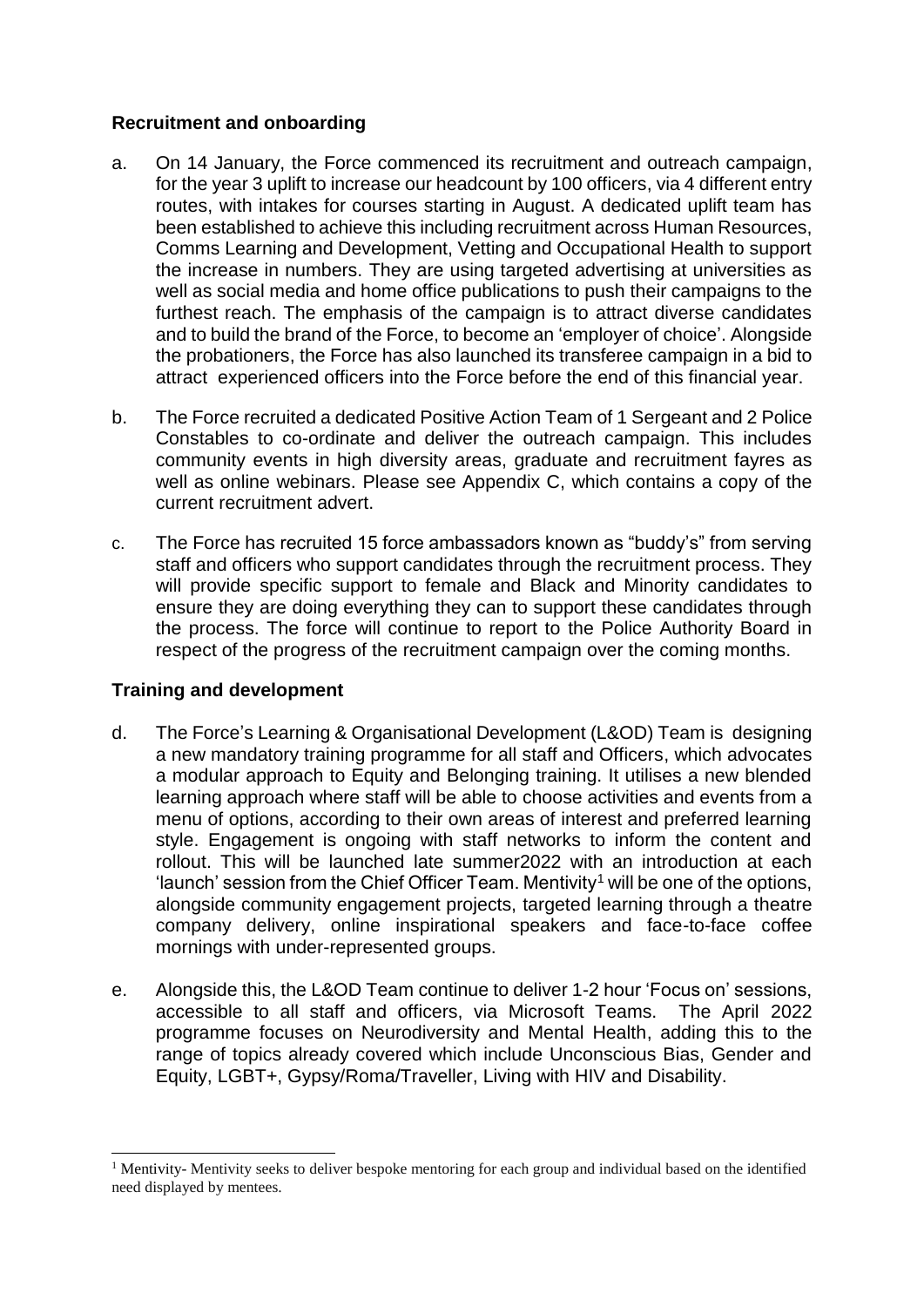## Recruitment and onboarding

a. On 14 January, the Force commenced its recruitment and outreach campaign, for the year 3 uplift to increase our headcount by 100 officers, via 4 different entry routes, with intakes for courses starting in August. A dedicated uplift team has been established to achieve this including recruitment across Human Resources, Comms Learning and Development, Vetting and Occupational Health to support the increase in numbers. They are using targeted advertising at universities as well as social media and home office publications to push their campaigns to the furthest reach. The emphasis of the campaign is to attract diverse candidates and to build the brand of the Force, to become an 'employer of choice'. Alongside the probationers, the Force has also launched its transferee campaign in a bid to attract experienced officers into the Force before the end of this financial year.

b. The Force recruited a dedicated Positive Action Team of 1 Sergeant and 2 Police Constables to co-ordinate and deliver the outreach campaign. This includes community events in high diversity areas, graduate and recruitment fayres as well as online webinars. Please see Appendix C, which contains a copy of the current recruitment advert.

c. The Force has recruited 15 force ambassadors known as "buddy's" from serving staff and officers who support candidates through the recruitment process. They will provide specific support to female and Black and Minority candidates to ensure they are doing everything they can to support these candidates through the process. The force will continue to report to the Police Authority Board in respect of the progress of the recruitment campaign over the coming months.

## Training and development

d. The Force's Learning & Organisational Development (L&OD) Team is designing a new mandatory training programme for all staff and Officers, which advocates a modular approach to Equity and Belonging training. It utilises a new blended learning approach where staff will be able to choose activities and events from a menu of options, according to their own areas of interest and preferred learning style. Engagement is ongoing with staff networks to inform the content and rollout. This will be launched late summer2022 with an introduction at each 'launch' session from the Chief Officer Team. Mentivity[1] will be one of the options, alongside community engagement projects, targeted learning through a theatre company delivery, online inspirational speakers and face-to-face coffee mornings with under-represented groups.

e. Alongside this, the L&OD Team continue to deliver 1-2 hour 'Focus on' sessions, accessible to all staff and officers, via Microsoft Teams. The April 2022 programme focuses on Neurodiversity and Mental Health, adding this to the range of topics already covered which include Unconscious Bias, Gender and Equity, LGBT+, Gypsy/Roma/Traveller, Living with HIV and Disability.

---

[1] Mentivity- Mentivity seeks to deliver bespoke mentoring for each group and individual based on the identified need displayed by mentees.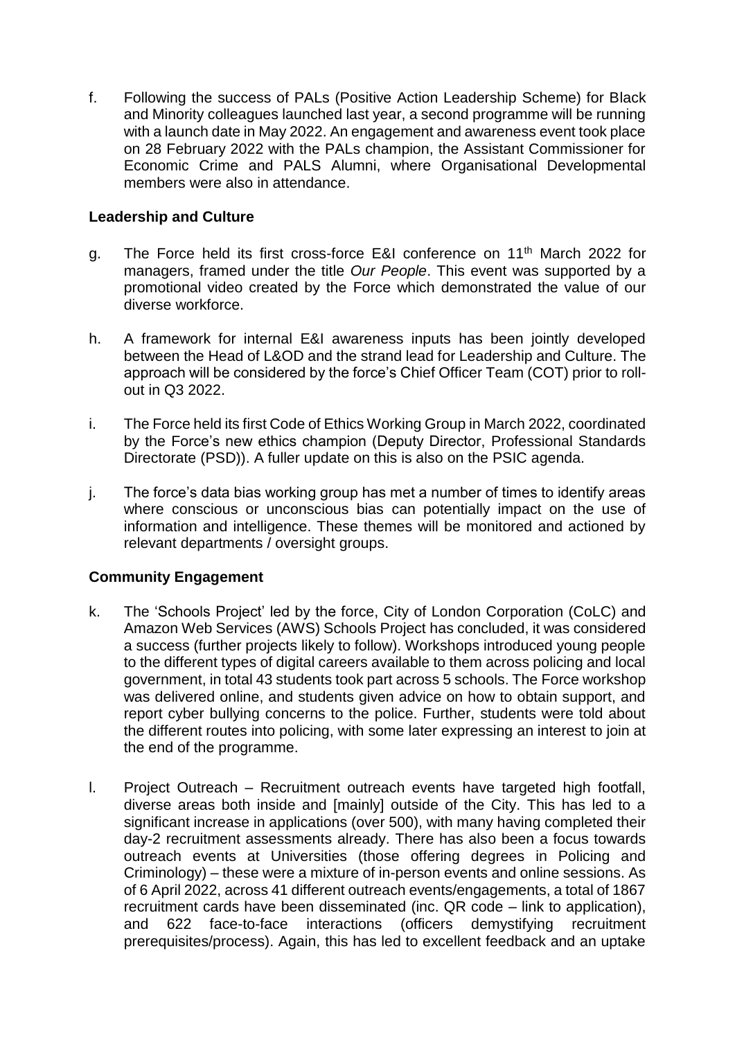f. Following the success of PALs (Positive Action Leadership Scheme) for Black and Minority colleagues launched last year, a second programme will be running with a launch date in May 2022. An engagement and awareness event took place on 28 February 2022 with the PALs champion, the Assistant Commissioner for Economic Crime and PALS Alumni, where Organisational Developmental members were also in attendance.

**Leadership and Culture**

g. The Force held its first cross-force E&I conference on 11th March 2022 for managers, framed under the title *Our People*. This event was supported by a promotional video created by the Force which demonstrated the value of our diverse workforce.

h. A framework for internal E&I awareness inputs has been jointly developed between the Head of L&OD and the strand lead for Leadership and Culture. The approach will be considered by the force's Chief Officer Team (COT) prior to roll-out in Q3 2022.

i. The Force held its first Code of Ethics Working Group in March 2022, coordinated by the Force's new ethics champion (Deputy Director, Professional Standards Directorate (PSD)). A fuller update on this is also on the PSIC agenda.

j. The force's data bias working group has met a number of times to identify areas where conscious or unconscious bias can potentially impact on the use of information and intelligence. These themes will be monitored and actioned by relevant departments / oversight groups.

**Community Engagement**

k. The 'Schools Project' led by the force, City of London Corporation (CoLC) and Amazon Web Services (AWS) Schools Project has concluded, it was considered a success (further projects likely to follow). Workshops introduced young people to the different types of digital careers available to them across policing and local government, in total 43 students took part across 5 schools. The Force workshop was delivered online, and students given advice on how to obtain support, and report cyber bullying concerns to the police. Further, students were told about the different routes into policing, with some later expressing an interest to join at the end of the programme.

l. Project Outreach – Recruitment outreach events have targeted high footfall, diverse areas both inside and [mainly] outside of the City. This has led to a significant increase in applications (over 500), with many having completed their day-2 recruitment assessments already. There has also been a focus towards outreach events at Universities (those offering degrees in Policing and Criminology) – these were a mixture of in-person events and online sessions. As of 6 April 2022, across 41 different outreach events/engagements, a total of 1867 recruitment cards have been disseminated (inc. QR code – link to application), and 622 face-to-face interactions (officers demystifying recruitment prerequisites/process). Again, this has led to excellent feedback and an uptake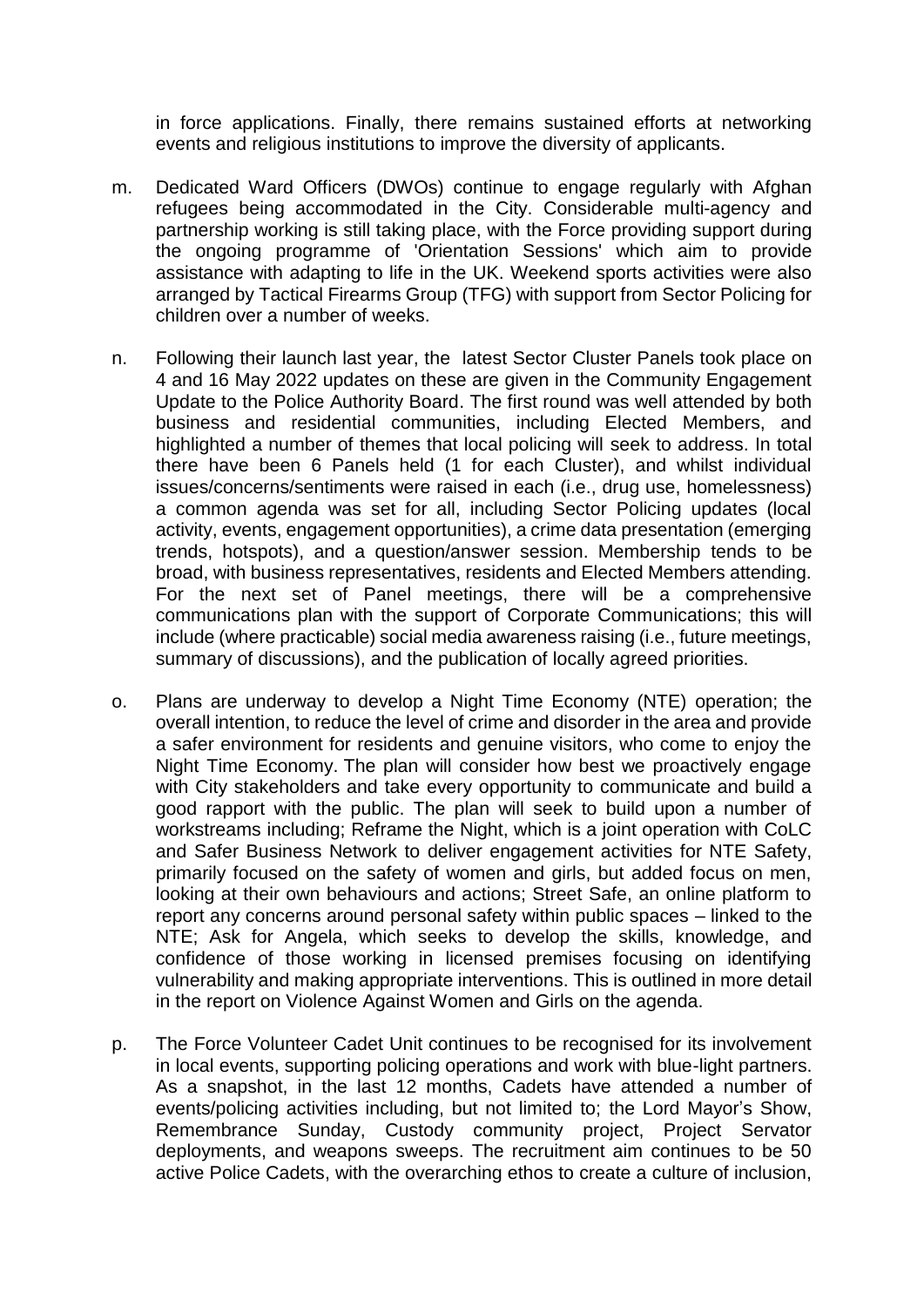in force applications. Finally, there remains sustained efforts at networking events and religious institutions to improve the diversity of applicants.

m. Dedicated Ward Officers (DWOs) continue to engage regularly with Afghan refugees being accommodated in the City. Considerable multi-agency and partnership working is still taking place, with the Force providing support during the ongoing programme of 'Orientation Sessions' which aim to provide assistance with adapting to life in the UK. Weekend sports activities were also arranged by Tactical Firearms Group (TFG) with support from Sector Policing for children over a number of weeks.

n. Following their launch last year, the latest Sector Cluster Panels took place on 4 and 16 May 2022 updates on these are given in the Community Engagement Update to the Police Authority Board. The first round was well attended by both business and residential communities, including Elected Members, and highlighted a number of themes that local policing will seek to address. In total there have been 6 Panels held (1 for each Cluster), and whilst individual issues/concerns/sentiments were raised in each (i.e., drug use, homelessness) a common agenda was set for all, including Sector Policing updates (local activity, events, engagement opportunities), a crime data presentation (emerging trends, hotspots), and a question/answer session. Membership tends to be broad, with business representatives, residents and Elected Members attending. For the next set of Panel meetings, there will be a comprehensive communications plan with the support of Corporate Communications; this will include (where practicable) social media awareness raising (i.e., future meetings, summary of discussions), and the publication of locally agreed priorities.

o. Plans are underway to develop a Night Time Economy (NTE) operation; the overall intention, to reduce the level of crime and disorder in the area and provide a safer environment for residents and genuine visitors, who come to enjoy the Night Time Economy. The plan will consider how best we proactively engage with City stakeholders and take every opportunity to communicate and build a good rapport with the public. The plan will seek to build upon a number of workstreams including; Reframe the Night, which is a joint operation with CoLC and Safer Business Network to deliver engagement activities for NTE Safety, primarily focused on the safety of women and girls, but added focus on men, looking at their own behaviours and actions; Street Safe, an online platform to report any concerns around personal safety within public spaces – linked to the NTE; Ask for Angela, which seeks to develop the skills, knowledge, and confidence of those working in licensed premises focusing on identifying vulnerability and making appropriate interventions. This is outlined in more detail in the report on Violence Against Women and Girls on the agenda.

p. The Force Volunteer Cadet Unit continues to be recognised for its involvement in local events, supporting policing operations and work with blue-light partners. As a snapshot, in the last 12 months, Cadets have attended a number of events/policing activities including, but not limited to; the Lord Mayor's Show, Remembrance Sunday, Custody community project, Project Servator deployments, and weapons sweeps. The recruitment aim continues to be 50 active Police Cadets, with the overarching ethos to create a culture of inclusion,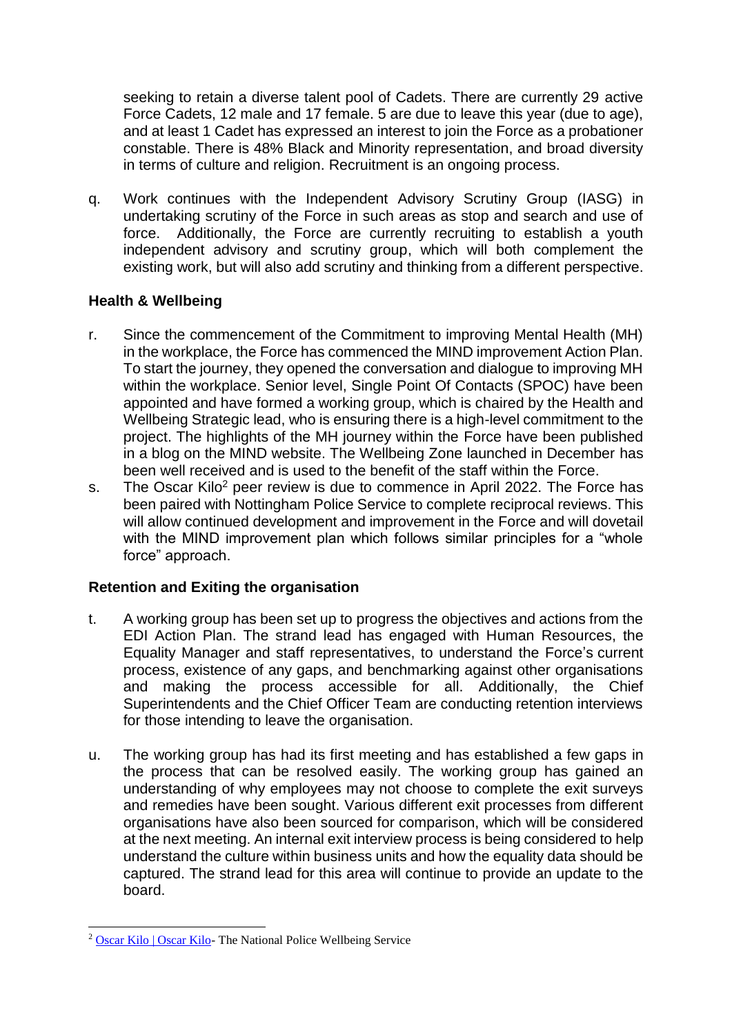seeking to retain a diverse talent pool of Cadets. There are currently 29 active Force Cadets, 12 male and 17 female. 5 are due to leave this year (due to age), and at least 1 Cadet has expressed an interest to join the Force as a probationer constable. There is 48% Black and Minority representation, and broad diversity in terms of culture and religion. Recruitment is an ongoing process.

q. Work continues with the Independent Advisory Scrutiny Group (IASG) in undertaking scrutiny of the Force in such areas as stop and search and use of force. Additionally, the Force are currently recruiting to establish a youth independent advisory and scrutiny group, which will both complement the existing work, but will also add scrutiny and thinking from a different perspective.

**Health & Wellbeing**

r. Since the commencement of the Commitment to improving Mental Health (MH) in the workplace, the Force has commenced the MIND improvement Action Plan. To start the journey, they opened the conversation and dialogue to improving MH within the workplace. Senior level, Single Point Of Contacts (SPOC) have been appointed and have formed a working group, which is chaired by the Health and Wellbeing Strategic lead, who is ensuring there is a high-level commitment to the project. The highlights of the MH journey within the Force have been published in a blog on the MIND website. The Wellbeing Zone launched in December has been well received and is used to the benefit of the staff within the Force.

s. The Oscar Kilo[2] peer review is due to commence in April 2022. The Force has been paired with Nottingham Police Service to complete reciprocal reviews. This will allow continued development and improvement in the Force and will dovetail with the MIND improvement plan which follows similar principles for a "whole force" approach.

**Retention and Exiting the organisation**

t. A working group has been set up to progress the objectives and actions from the EDI Action Plan. The strand lead has engaged with Human Resources, the Equality Manager and staff representatives, to understand the Force's current process, existence of any gaps, and benchmarking against other organisations and making the process accessible for all. Additionally, the Chief Superintendents and the Chief Officer Team are conducting retention interviews for those intending to leave the organisation.

u. The working group has had its first meeting and has established a few gaps in the process that can be resolved easily. The working group has gained an understanding of why employees may not choose to complete the exit surveys and remedies have been sought. Various different exit processes from different organisations have also been sourced for comparison, which will be considered at the next meeting. An internal exit interview process is being considered to help understand the culture within business units and how the equality data should be captured. The strand lead for this area will continue to provide an update to the board.

---

[2] Oscar Kilo | Oscar Kilo- The National Police Wellbeing Service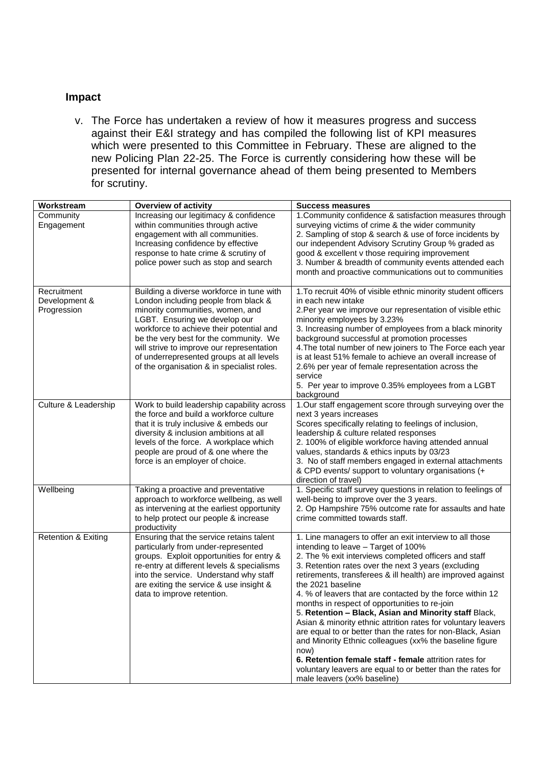## Impact

v. The Force has undertaken a review of how it measures progress and success against their E&I strategy and has compiled the following list of KPI measures which were presented to this Committee in February. These are aligned to the new Policing Plan 22-25. The Force is currently considering how these will be presented for internal governance ahead of them being presented to Members for scrutiny.

| Workstream | Overview of activity | Success measures |
|---|---|---|
| Community Engagement | Increasing our legitimacy & confidence within communities through active engagement with all communities. Increasing confidence by effective response to hate crime & scrutiny of police power such as stop and search | 1.Community confidence & satisfaction measures through surveying victims of crime & the wider community<br>2. Sampling of stop & search & use of force incidents by our independent Advisory Scrutiny Group % graded as good & excellent v those requiring improvement<br>3. Number & breadth of community events attended each month and proactive communications out to communities |
| Recruitment Development & Progression | Building a diverse workforce in tune with London including people from black & minority communities, women, and LGBT. Ensuring we develop our workforce to achieve their potential and be the very best for the community. We will strive to improve our representation of underrepresented groups at all levels of the organisation & in specialist roles. | 1.To recruit 40% of visible ethnic minority student officers in each new intake<br>2.Per year we improve our representation of visible ethic minority employees by 3.23%<br>3. Increasing number of employees from a black minority background successful at promotion processes<br>4.The total number of new joiners to The Force each year is at least 51% female to achieve an overall increase of 2.6% per year of female representation across the service<br>5. Per year to improve 0.35% employees from a LGBT background |
| Culture & Leadership | Work to build leadership capability across the force and build a workforce culture that it is truly inclusive & embeds our diversity & inclusion ambitions at all levels of the force. A workplace which people are proud of & one where the force is an employer of choice. | 1.Our staff engagement score through surveying over the next 3 years increases<br>Scores specifically relating to feelings of inclusion, leadership & culture related responses<br>2. 100% of eligible workforce having attended annual values, standards & ethics inputs by 03/23<br>3. No of staff members engaged in external attachments & CPD events/ support to voluntary organisations (+ direction of travel) |
| Wellbeing | Taking a proactive and preventative approach to workforce wellbeing, as well as intervening at the earliest opportunity to help protect our people & increase productivity | 1. Specific staff survey questions in relation to feelings of well-being to improve over the 3 years.<br>2. Op Hampshire 75% outcome rate for assaults and hate crime committed towards staff. |
| Retention & Exiting | Ensuring that the service retains talent particularly from under-represented groups. Exploit opportunities for entry & re-entry at different levels & specialisms into the service. Understand why staff are exiting the service & use insight & data to improve retention. | 1. Line managers to offer an exit interview to all those intending to leave – Target of 100%<br>2. The % exit interviews completed officers and staff<br>3. Retention rates over the next 3 years (excluding retirements, transferees & ill health) are improved against the 2021 baseline<br>4. % of leavers that are contacted by the force within 12 months in respect of opportunities to re-join<br>5. **Retention – Black, Asian and Minority staff** Black, Asian & minority ethnic attrition rates for voluntary leavers are equal to or better than the rates for non-Black, Asian and Minority Ethnic colleagues (xx% the baseline figure now)<br>6. **Retention female staff - female** attrition rates for voluntary leavers are equal to or better than the rates for male leavers (xx% baseline) |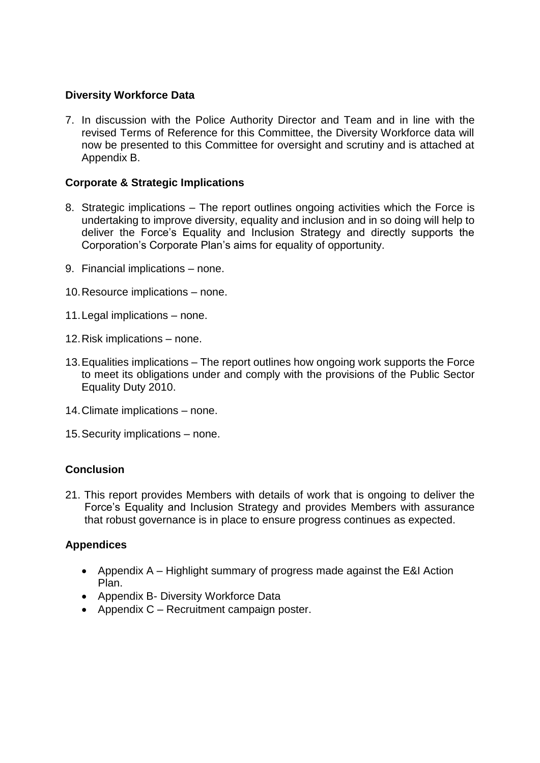**Diversity Workforce Data**

7. In discussion with the Police Authority Director and Team and in line with the revised Terms of Reference for this Committee, the Diversity Workforce data will now be presented to this Committee for oversight and scrutiny and is attached at Appendix B.

**Corporate & Strategic Implications**

8. Strategic implications – The report outlines ongoing activities which the Force is undertaking to improve diversity, equality and inclusion and in so doing will help to deliver the Force's Equality and Inclusion Strategy and directly supports the Corporation's Corporate Plan's aims for equality of opportunity.

9. Financial implications – none.

10. Resource implications – none.

11. Legal implications – none.

12. Risk implications – none.

13. Equalities implications – The report outlines how ongoing work supports the Force to meet its obligations under and comply with the provisions of the Public Sector Equality Duty 2010.

14. Climate implications – none.

15. Security implications – none.

**Conclusion**

21. This report provides Members with details of work that is ongoing to deliver the Force's Equality and Inclusion Strategy and provides Members with assurance that robust governance is in place to ensure progress continues as expected.

**Appendices**

- Appendix A – Highlight summary of progress made against the E&I Action Plan.
- Appendix B- Diversity Workforce Data
- Appendix C – Recruitment campaign poster.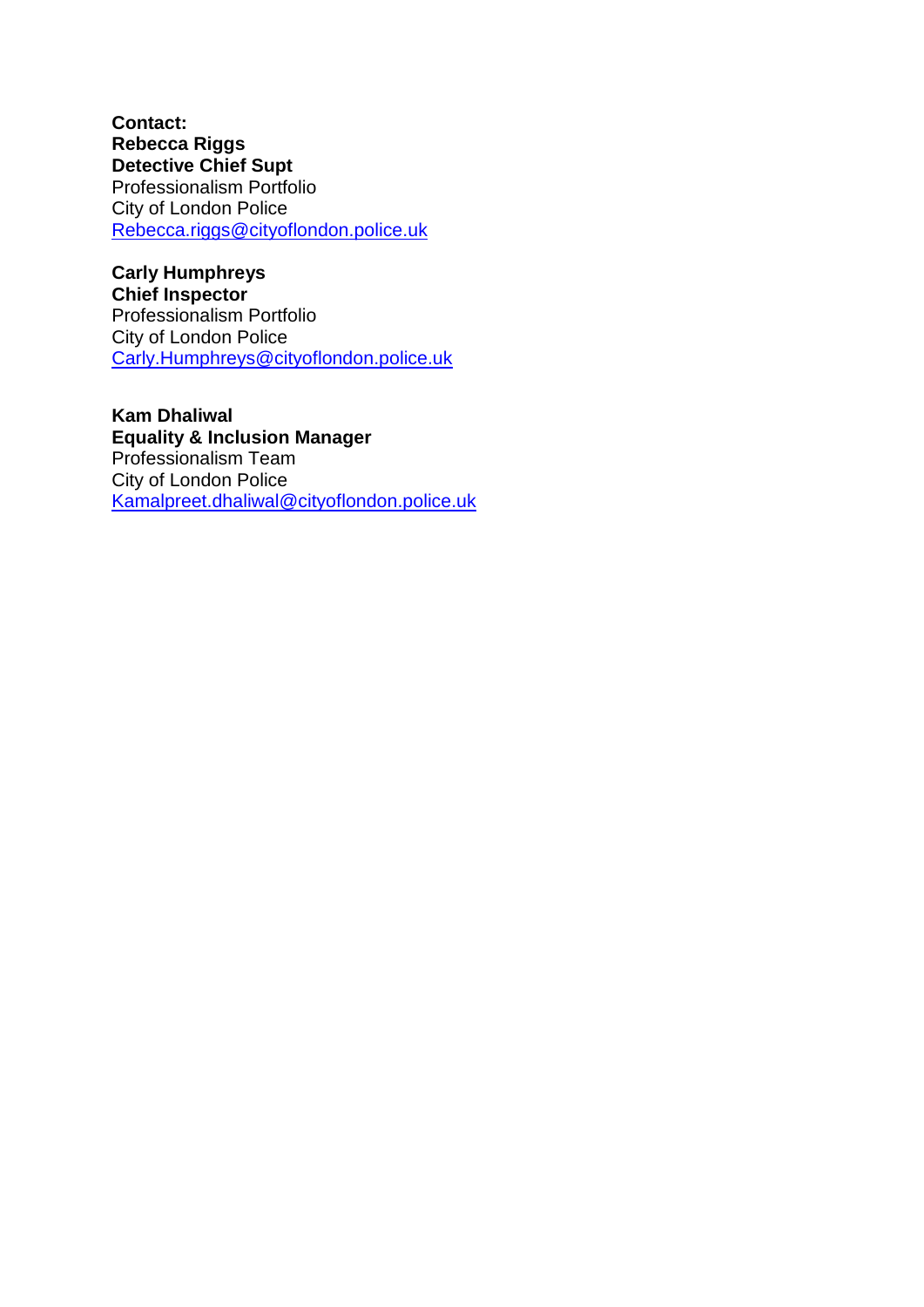**Contact:**
**Rebecca Riggs**
**Detective Chief Supt**
Professionalism Portfolio
City of London Police
[Rebecca.riggs@cityoflondon.police.uk](mailto:Rebecca.riggs@cityoflondon.police.uk)

**Carly Humphreys**
**Chief Inspector**
Professionalism Portfolio
City of London Police
[Carly.Humphreys@cityoflondon.police.uk](mailto:Carly.Humphreys@cityoflondon.police.uk)

**Kam Dhaliwal**
**Equality & Inclusion Manager**
Professionalism Team
City of London Police
[Kamalpreet.dhaliwal@cityoflondon.police.uk](mailto:Kamalpreet.dhaliwal@cityoflondon.police.uk)